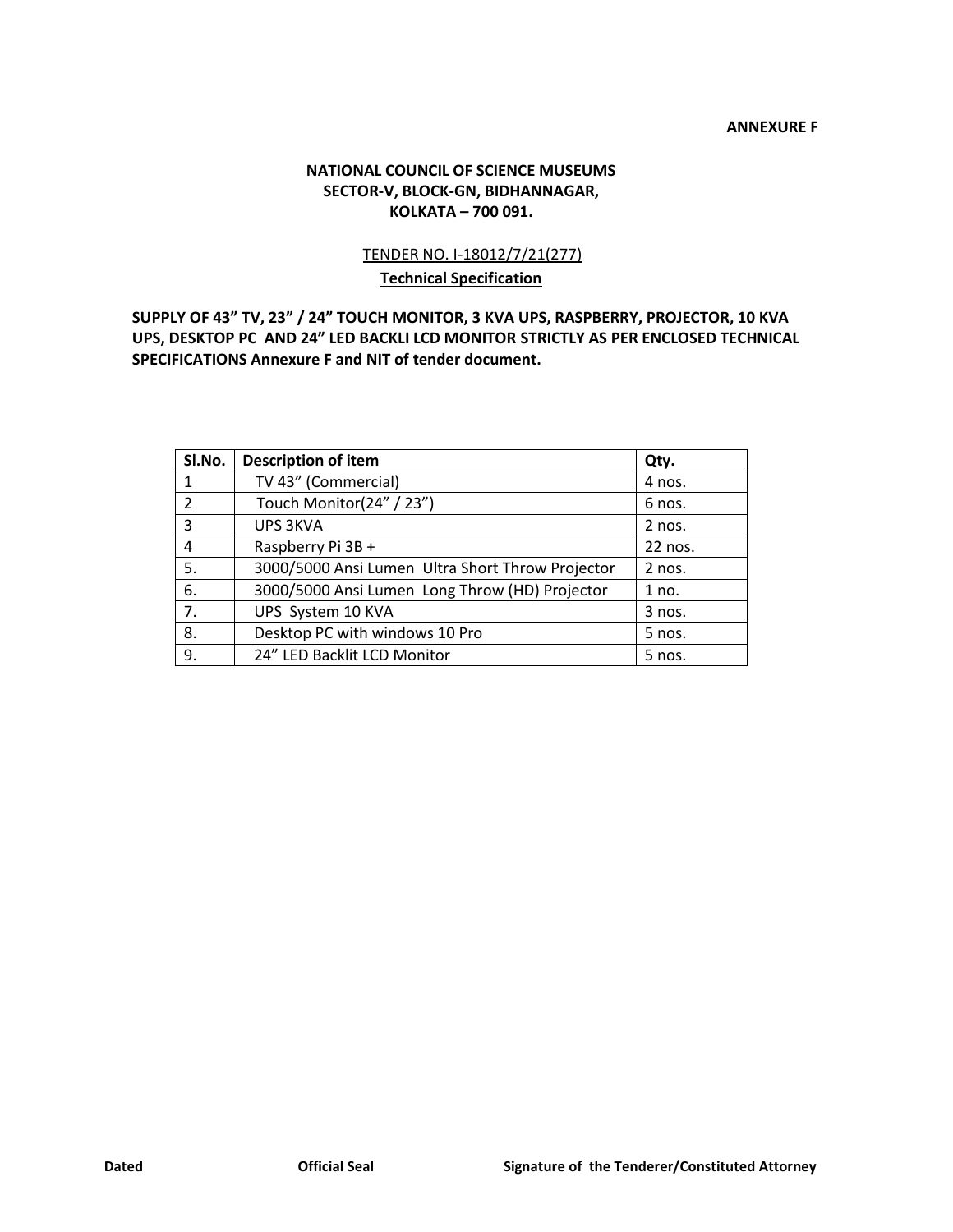**ANNEXURE F**

**NATIONAL COUNCIL OF SCIENCE MUSEUMS**
**SECTOR-V, BLOCK-GN, BIDHANNAGAR,**
**KOLKATA – 700 091.**

TENDER NO. I-18012/7/21(277)

**Technical Specification**

**SUPPLY OF 43" TV, 23" / 24" TOUCH MONITOR, 3 KVA UPS, RASPBERRY, PROJECTOR, 10 KVA UPS, DESKTOP PC AND 24" LED BACKLI LCD MONITOR STRICTLY AS PER ENCLOSED TECHNICAL SPECIFICATIONS Annexure F and NIT of tender document.**

| Sl.No. | Description of item | Qty. |
|---|---|---|
| 1 | TV 43" (Commercial) | 4 nos. |
| 2 | Touch Monitor(24" / 23") | 6 nos. |
| 3 | UPS 3KVA | 2 nos. |
| 4 | Raspberry Pi 3B + | 22 nos. |
| 5. | 3000/5000 Ansi Lumen Ultra Short Throw Projector | 2 nos. |
| 6. | 3000/5000 Ansi Lumen Long Throw (HD) Projector | 1 no. |
| 7. | UPS System 10 KVA | 3 nos. |
| 8. | Desktop PC with windows 10 Pro | 5 nos. |
| 9. | 24" LED Backlit LCD Monitor | 5 nos. |

**Dated** **Official Seal** **Signature of the Tenderer/Constituted Attorney**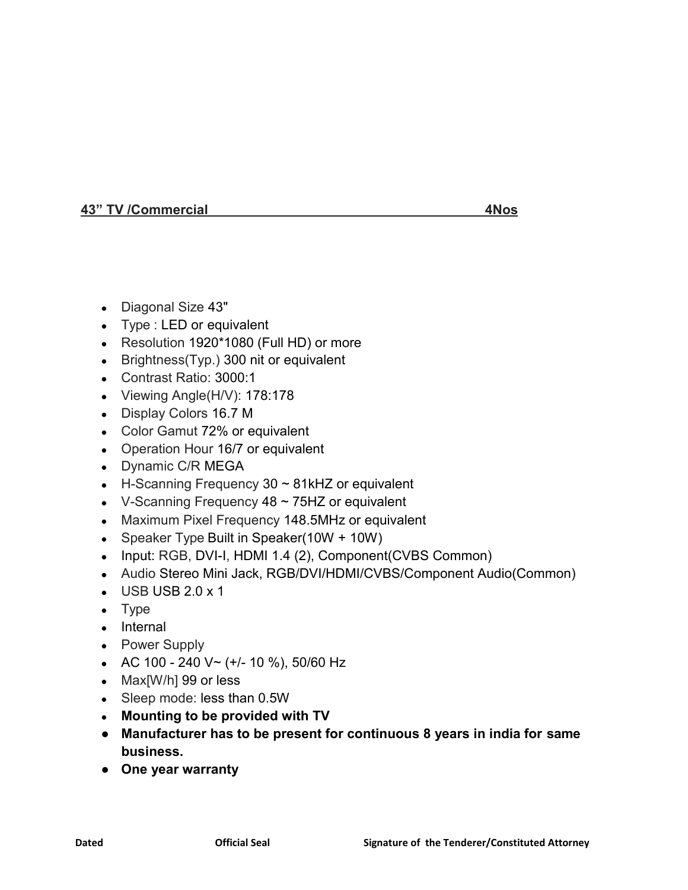**43" TV /Commercial 4Nos**

- Diagonal Size 43"
- Type : LED or equivalent
- Resolution 1920*1080 (Full HD) or more
- Brightness(Typ.) 300 nit or equivalent
- Contrast Ratio: 3000:1
- Viewing Angle(H/V): 178:178
- Display Colors 16.7 M
- Color Gamut 72% or equivalent
- Operation Hour 16/7 or equivalent
- Dynamic C/R MEGA
- H-Scanning Frequency 30 ~ 81kHZ or equivalent
- V-Scanning Frequency 48 ~ 75HZ or equivalent
- Maximum Pixel Frequency 148.5MHz or equivalent
- Speaker Type Built in Speaker(10W + 10W)
- Input: RGB, DVI-I, HDMI 1.4 (2), Component(CVBS Common)
- Audio Stereo Mini Jack, RGB/DVI/HDMI/CVBS/Component Audio(Common)
- USB USB 2.0 x 1
- Type
- Internal
- Power Supply
- AC 100 - 240 V~ (+/- 10 %), 50/60 Hz
- Max[W/h] 99 or less
- Sleep mode: less than 0.5W
- **Mounting to be provided with TV**
- **Manufacturer has to be present for continuous 8 years in india for same business.**
- **One year warranty**

**Dated** **Official Seal** **Signature of the Tenderer/Constituted Attorney**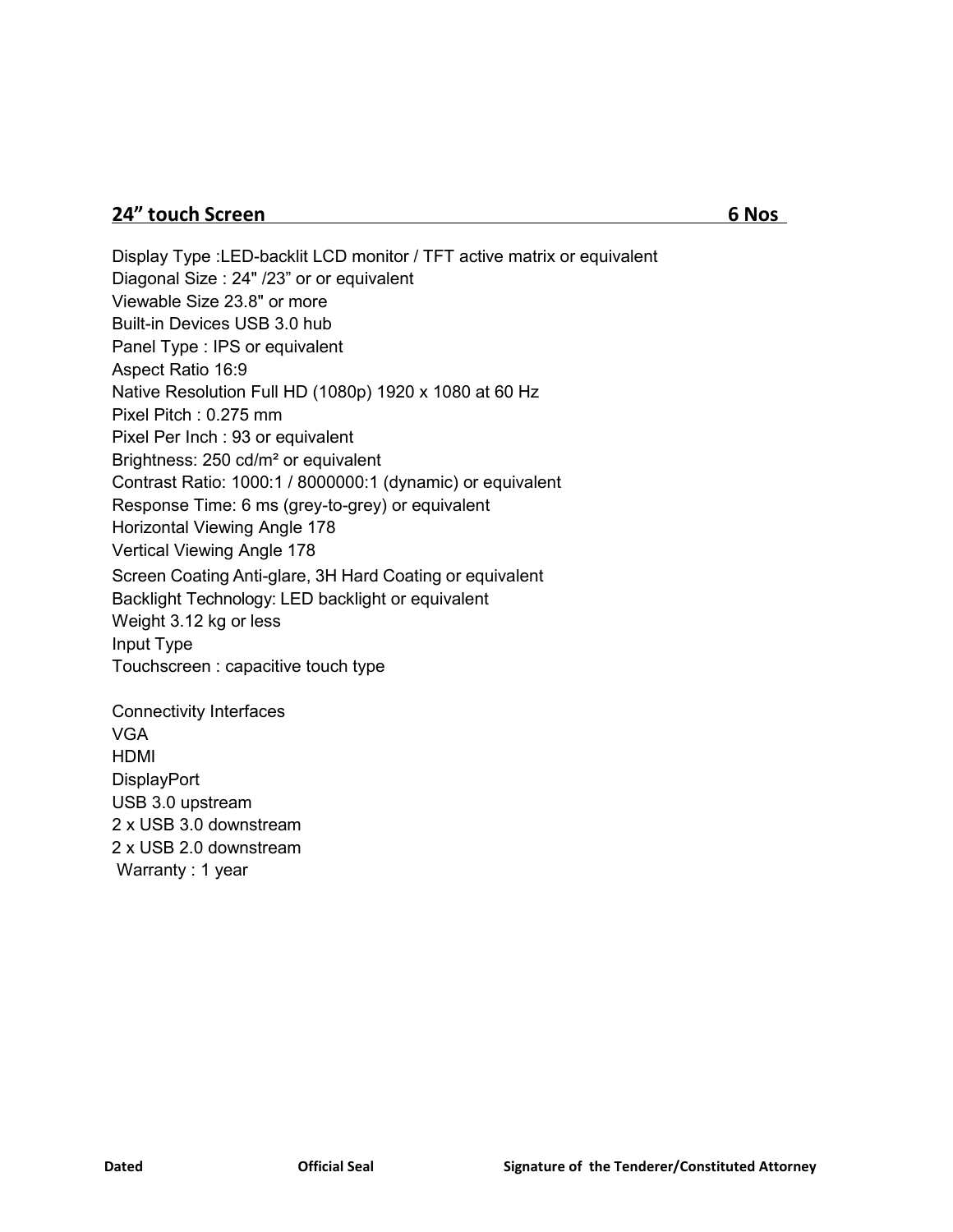## 24" touch Screen 6 Nos

Display Type :LED-backlit LCD monitor / TFT active matrix or equivalent
Diagonal Size : 24" /23" or or equivalent
Viewable Size 23.8" or more
Built-in Devices USB 3.0 hub
Panel Type : IPS or equivalent
Aspect Ratio 16:9
Native Resolution Full HD (1080p) 1920 x 1080 at 60 Hz
Pixel Pitch : 0.275 mm
Pixel Per Inch : 93 or equivalent
Brightness: 250 cd/m² or equivalent
Contrast Ratio: 1000:1 / 8000000:1 (dynamic) or equivalent
Response Time: 6 ms (grey-to-grey) or equivalent
Horizontal Viewing Angle 178
Vertical Viewing Angle 178
Screen Coating Anti-glare, 3H Hard Coating or equivalent
Backlight Technology: LED backlight or equivalent
Weight 3.12 kg or less
Input Type
Touchscreen : capacitive touch type

Connectivity Interfaces
VGA
HDMI
DisplayPort
USB 3.0 upstream
2 x USB 3.0 downstream
2 x USB 2.0 downstream
Warranty : 1 year

**Dated** **Official Seal** **Signature of the Tenderer/Constituted Attorney**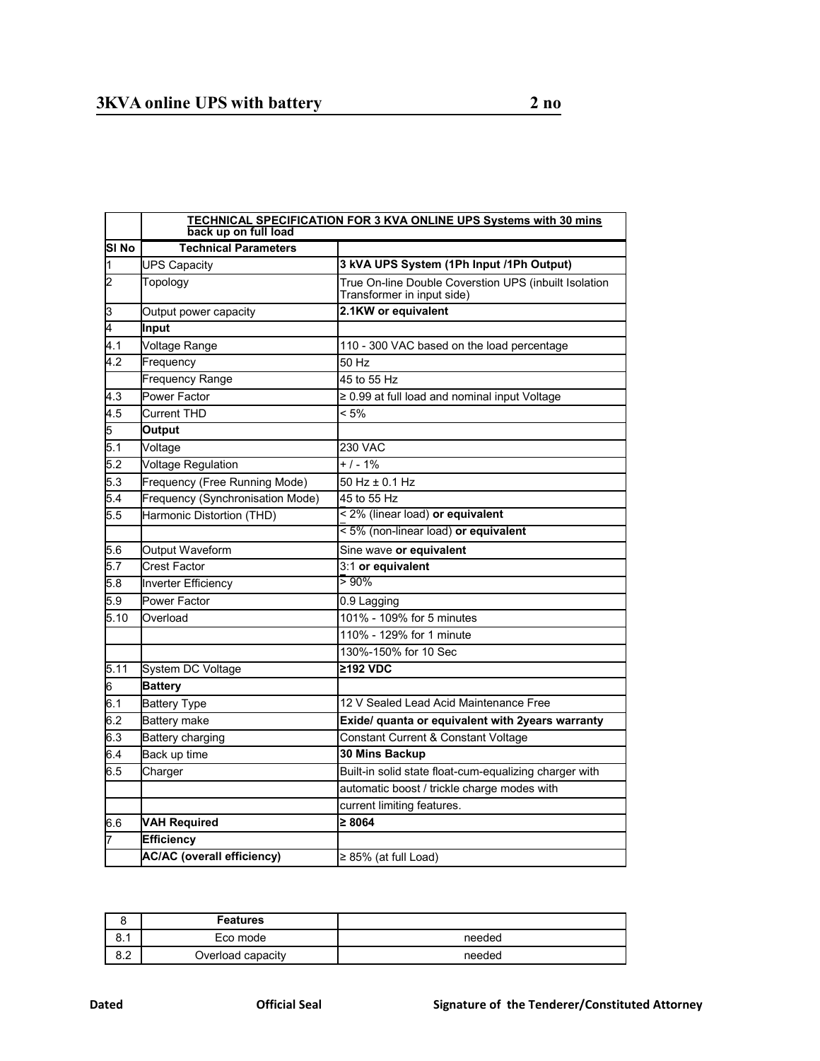## 3KVA online UPS with battery 2 no

| | TECHNICAL SPECIFICATION FOR 3 KVA ONLINE UPS Systems with 30 mins back up on full load | |
|---|---|---|
| **Sl No** | **Technical Parameters** | |
| 1 | UPS Capacity | **3 kVA UPS System (1Ph Input /1Ph Output)** |
| 2 | Topology | True On-line Double Coverstion UPS (inbuilt Isolation Transformer in input side) |
| 3 | Output power capacity | **2.1KW or equivalent** |
| 4 | **Input** | |
| 4.1 | Voltage Range | 110 - 300 VAC based on the load percentage |
| 4.2 | Frequency | 50 Hz |
| | Frequency Range | 45 to 55 Hz |
| 4.3 | Power Factor | ≥ 0.99 at full load and nominal input Voltage |
| 4.5 | Current THD | < 5% |
| 5 | **Output** | |
| 5.1 | Voltage | 230 VAC |
| 5.2 | Voltage Regulation | + / - 1% |
| 5.3 | Frequency (Free Running Mode) | 50 Hz ± 0.1 Hz |
| 5.4 | Frequency (Synchronisation Mode) | 45 to 55 Hz |
| 5.5 | Harmonic Distortion (THD) | < 2% (linear load) **or equivalent** |
| | | < 5% (non-linear load) **or equivalent** |
| 5.6 | Output Waveform | Sine wave **or equivalent** |
| 5.7 | Crest Factor | 3:1 **or equivalent** |
| 5.8 | Inverter Efficiency | > 90% |
| 5.9 | Power Factor | 0.9 Lagging |
| 5.10 | Overload | 101% - 109% for 5 minutes |
| | | 110% - 129% for 1 minute |
| | | 130%-150% for 10 Sec |
| 5.11 | System DC Voltage | **≥192 VDC** |
| 6 | **Battery** | |
| 6.1 | Battery Type | 12 V Sealed Lead Acid Maintenance Free |
| 6.2 | Battery make | **Exide/ quanta or equivalent with 2years warranty** |
| 6.3 | Battery charging | Constant Current & Constant Voltage |
| 6.4 | Back up time | **30 Mins Backup** |
| 6.5 | Charger | Built-in solid state float-cum-equalizing charger with |
| | | automatic boost / trickle charge modes with |
| | | current limiting features. |
| 6.6 | **VAH Required** | **≥ 8064** |
| 7 | **Efficiency** | |
| | **AC/AC (overall efficiency)** | ≥ 85% (at full Load) |

| 8 | **Features** | |
|---|---|---|
| 8.1 | Eco mode | needed |
| 8.2 | Overload capacity | needed |

**Dated** **Official Seal** **Signature of the Tenderer/Constituted Attorney**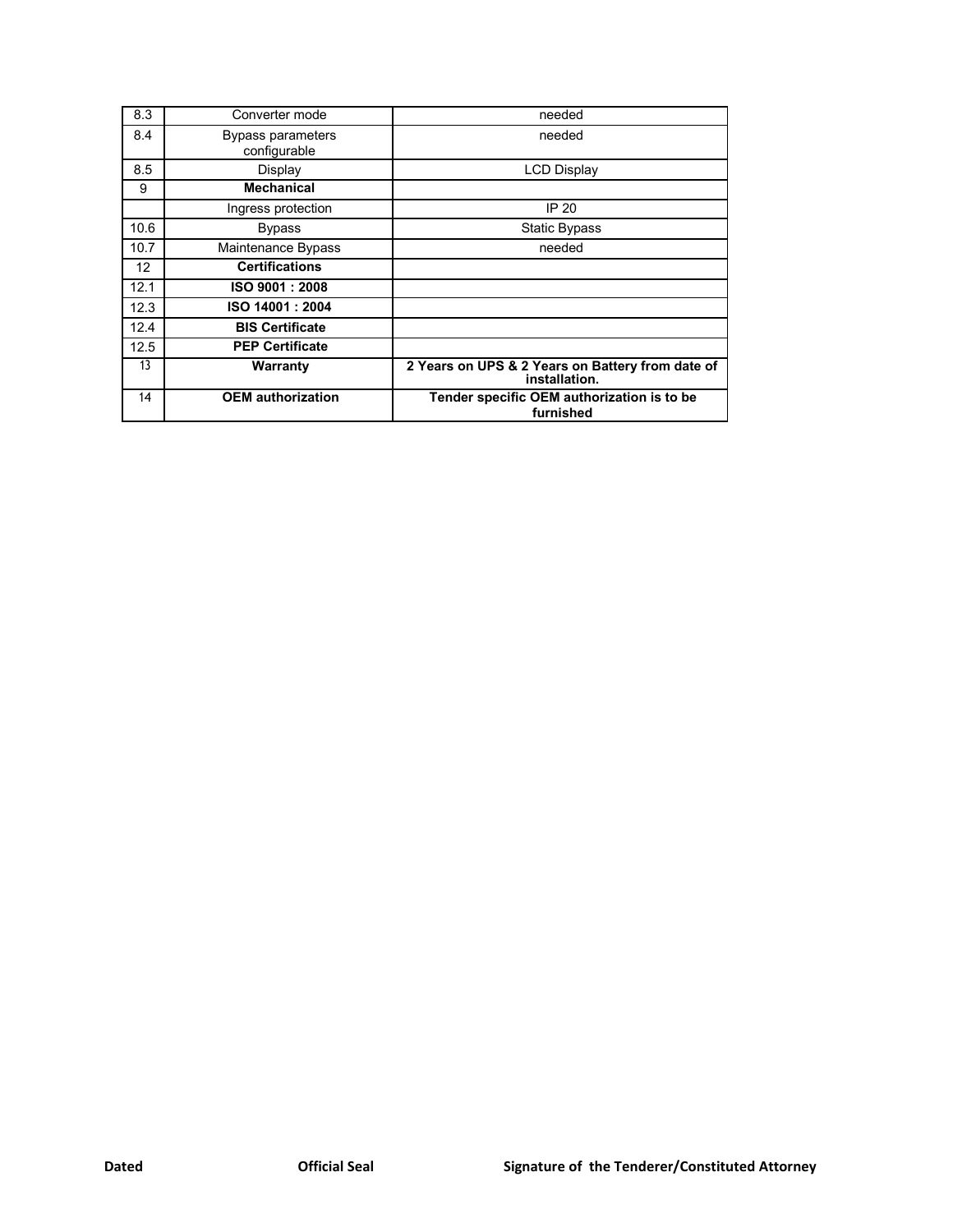| 8.3 | Converter mode | needed |
|---|---|---|
| 8.4 | Bypass parameters configurable | needed |
| 8.5 | Display | LCD Display |
| 9 | **Mechanical** | |
| | Ingress protection | IP 20 |
| 10.6 | Bypass | Static Bypass |
| 10.7 | Maintenance Bypass | needed |
| 12 | **Certifications** | |
| 12.1 | **ISO 9001 : 2008** | |
| 12.3 | **ISO 14001 : 2004** | |
| 12.4 | **BIS Certificate** | |
| 12.5 | **PEP Certificate** | |
| 13 | **Warranty** | **2 Years on UPS & 2 Years on Battery from date of installation.** |
| 14 | **OEM authorization** | **Tender specific OEM authorization is to be furnished** |

**Dated** **Official Seal** **Signature of the Tenderer/Constituted Attorney**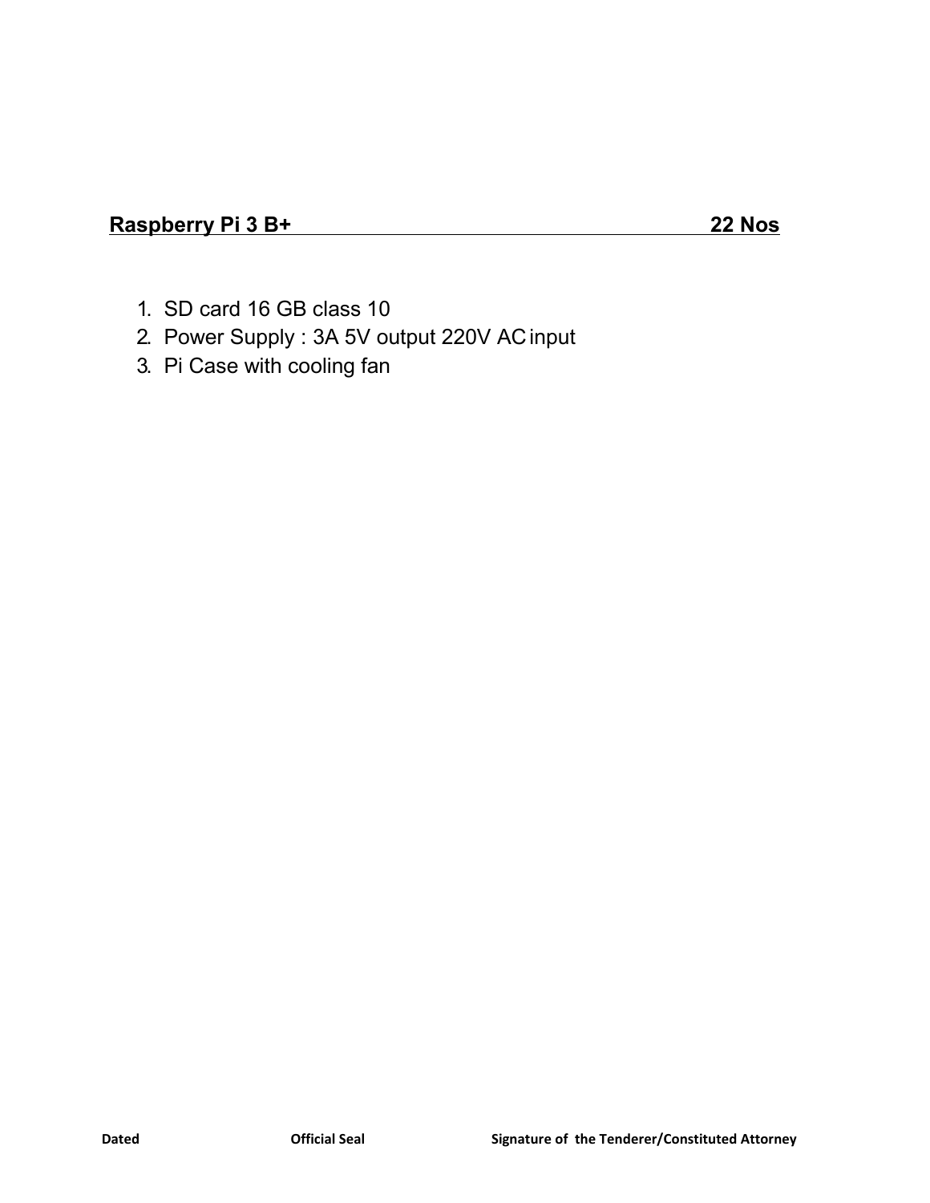**Raspberry Pi 3 B+ — 22 Nos**

1. SD card 16 GB class 10
2. Power Supply : 3A 5V output 220V AC input
3. Pi Case with cooling fan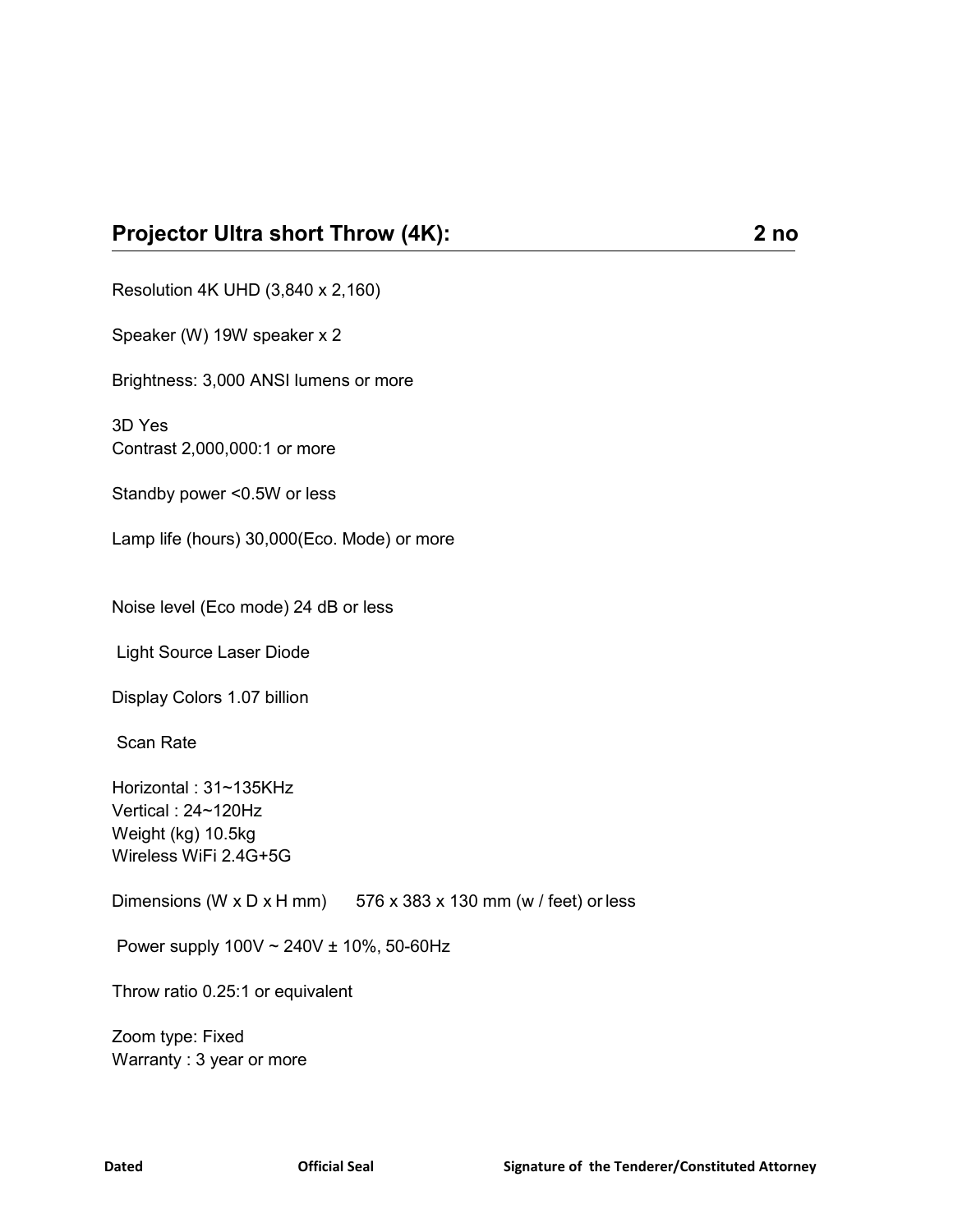## Projector Ultra short Throw (4K): 2 no

Resolution 4K UHD (3,840 x 2,160)

Speaker (W) 19W speaker x 2

Brightness: 3,000 ANSI lumens or more

3D Yes
Contrast 2,000,000:1 or more

Standby power <0.5W or less

Lamp life (hours) 30,000(Eco. Mode) or more

Noise level (Eco mode) 24 dB or less

Light Source Laser Diode

Display Colors 1.07 billion

Scan Rate

Horizontal : 31~135KHz
Vertical : 24~120Hz
Weight (kg) 10.5kg
Wireless WiFi 2.4G+5G

Dimensions (W x D x H mm) 576 x 383 x 130 mm (w / feet) or less

Power supply 100V ~ 240V ± 10%, 50-60Hz

Throw ratio 0.25:1 or equivalent

Zoom type: Fixed
Warranty : 3 year or more

**Dated** **Official Seal** **Signature of the Tenderer/Constituted Attorney**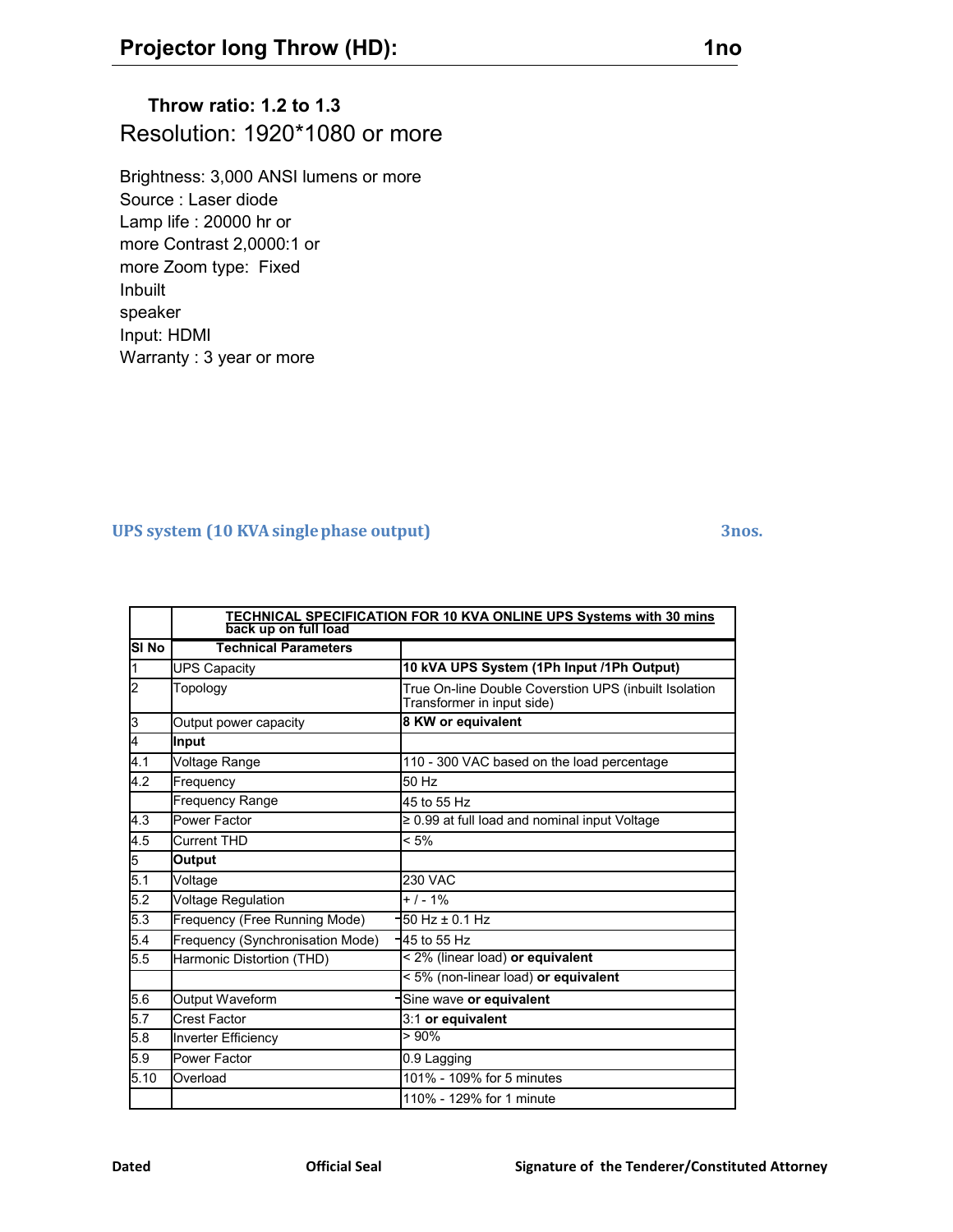## Projector long Throw (HD): 1no

**Throw ratio: 1.2 to 1.3**

Resolution: 1920*1080 or more

Brightness: 3,000 ANSI lumens or more
Source : Laser diode
Lamp life : 20000 hr or
more Contrast 2,0000:1 or
more Zoom type: Fixed
Inbuilt
speaker
Input: HDMI
Warranty : 3 year or more

## UPS system (10 KVA single phase output) 3nos.

| | **TECHNICAL SPECIFICATION FOR 10 KVA ONLINE UPS Systems with 30 mins back up on full load** | |
|---|---|---|
| **Sl No** | **Technical Parameters** | |
| 1 | UPS Capacity | **10 kVA UPS System (1Ph Input /1Ph Output)** |
| 2 | Topology | True On-line Double Coverstion UPS (inbuilt Isolation Transformer in input side) |
| 3 | Output power capacity | **8 KW or equivalent** |
| 4 | **Input** | |
| 4.1 | Voltage Range | 110 - 300 VAC based on the load percentage |
| 4.2 | Frequency | 50 Hz |
| | Frequency Range | 45 to 55 Hz |
| 4.3 | Power Factor | ≥ 0.99 at full load and nominal input Voltage |
| 4.5 | Current THD | < 5% |
| 5 | **Output** | |
| 5.1 | Voltage | 230 VAC |
| 5.2 | Voltage Regulation | + / - 1% |
| 5.3 | Frequency (Free Running Mode) | 50 Hz ± 0.1 Hz |
| 5.4 | Frequency (Synchronisation Mode) | 45 to 55 Hz |
| 5.5 | Harmonic Distortion (THD) | < 2% (linear load) **or equivalent** |
| | | < 5% (non-linear load) **or equivalent** |
| 5.6 | Output Waveform | Sine wave **or equivalent** |
| 5.7 | Crest Factor | 3:1 **or equivalent** |
| 5.8 | Inverter Efficiency | > 90% |
| 5.9 | Power Factor | 0.9 Lagging |
| 5.10 | Overload | 101% - 109% for 5 minutes |
| | | 110% - 129% for 1 minute |

**Dated** **Official Seal** **Signature of the Tenderer/Constituted Attorney**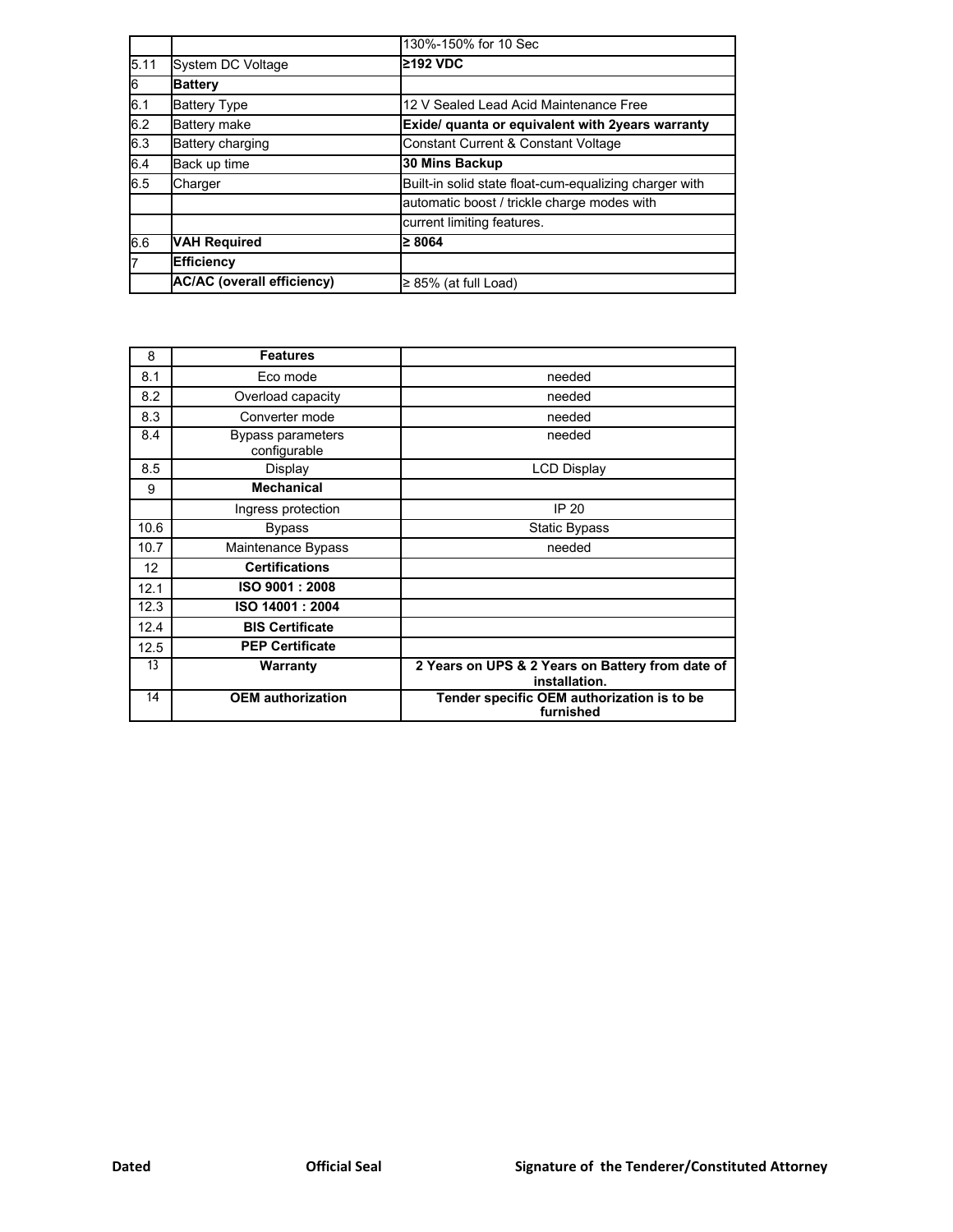| | | |
|---|---|---|
| | | 130%-150% for 10 Sec |
| 5.11 | System DC Voltage | **≥192 VDC** |
| 6 | **Battery** | |
| 6.1 | Battery Type | 12 V Sealed Lead Acid Maintenance Free |
| 6.2 | Battery make | **Exide/ quanta or equivalent with 2years warranty** |
| 6.3 | Battery charging | Constant Current & Constant Voltage |
| 6.4 | Back up time | **30 Mins Backup** |
| 6.5 | Charger | Built-in solid state float-cum-equalizing charger with |
| | | automatic boost / trickle charge modes with |
| | | current limiting features. |
| 6.6 | **VAH Required** | **≥ 8064** |
| 7 | **Efficiency** | |
| | **AC/AC (overall efficiency)** | ≥ 85% (at full Load) |

| 8 | **Features** | |
|---|---|---|
| 8.1 | Eco mode | needed |
| 8.2 | Overload capacity | needed |
| 8.3 | Converter mode | needed |
| 8.4 | Bypass parameters configurable | needed |
| 8.5 | Display | LCD Display |
| 9 | **Mechanical** | |
| | Ingress protection | IP 20 |
| 10.6 | Bypass | Static Bypass |
| 10.7 | Maintenance Bypass | needed |
| 12 | **Certifications** | |
| 12.1 | **ISO 9001 : 2008** | |
| 12.3 | **ISO 14001 : 2004** | |
| 12.4 | **BIS Certificate** | |
| 12.5 | **PEP Certificate** | |
| 13 | **Warranty** | **2 Years on UPS & 2 Years on Battery from date of installation.** |
| 14 | **OEM authorization** | **Tender specific OEM authorization is to be furnished** |

**Dated** **Official Seal** **Signature of the Tenderer/Constituted Attorney**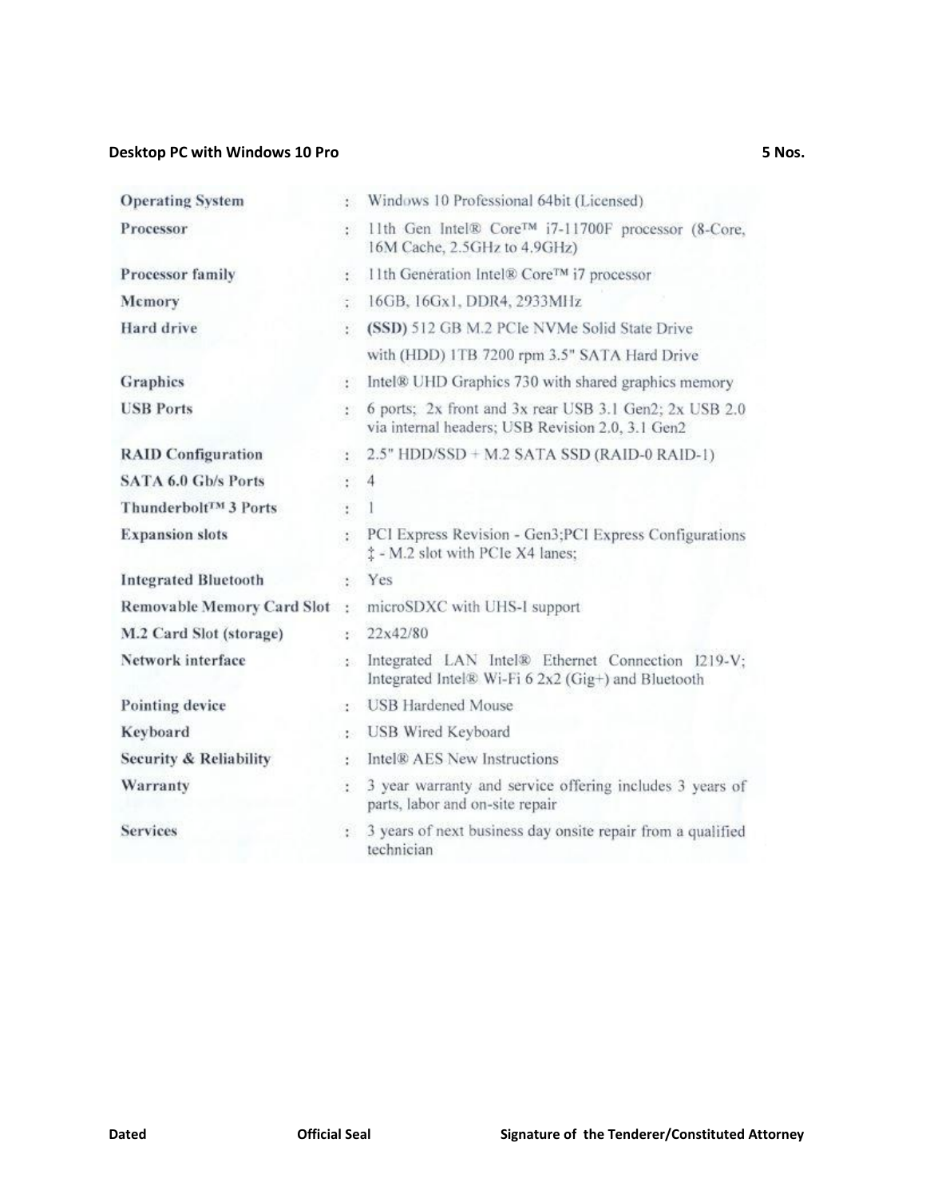**Desktop PC with Windows 10 Pro** **5 Nos.**

| | | |
|---|---|---|
| **Operating System** | : | Windows 10 Professional 64bit (Licensed) |
| **Processor** | : | 11th Gen Intel® Core™ i7-11700F processor (8-Core, 16M Cache, 2.5GHz to 4.9GHz) |
| **Processor family** | : | 11th Generation Intel® Core™ i7 processor |
| **Memory** | : | 16GB, 16Gx1, DDR4, 2933MHz |
| **Hard drive** | : | **(SSD)** 512 GB M.2 PCIe NVMe Solid State Drive with (HDD) 1TB 7200 rpm 3.5" SATA Hard Drive |
| **Graphics** | : | Intel® UHD Graphics 730 with shared graphics memory |
| **USB Ports** | : | 6 ports; 2x front and 3x rear USB 3.1 Gen2; 2x USB 2.0 via internal headers; USB Revision 2.0, 3.1 Gen2 |
| **RAID Configuration** | : | 2.5" HDD/SSD + M.2 SATA SSD (RAID-0 RAID-1) |
| **SATA 6.0 Gb/s Ports** | : | 4 |
| **Thunderbolt™ 3 Ports** | : | 1 |
| **Expansion slots** | : | PCI Express Revision - Gen3;PCI Express Configurations ‡ - M.2 slot with PCIe X4 lanes; |
| **Integrated Bluetooth** | : | Yes |
| **Removable Memory Card Slot** | : | microSDXC with UHS-I support |
| **M.2 Card Slot (storage)** | : | 22x42/80 |
| **Network interface** | : | Integrated LAN Intel® Ethernet Connection I219-V; Integrated Intel® Wi-Fi 6 2x2 (Gig+) and Bluetooth |
| **Pointing device** | : | USB Hardened Mouse |
| **Keyboard** | : | USB Wired Keyboard |
| **Security & Reliability** | : | Intel® AES New Instructions |
| **Warranty** | : | 3 year warranty and service offering includes 3 years of parts, labor and on-site repair |
| **Services** | : | 3 years of next business day onsite repair from a qualified technician |

**Dated** **Official Seal** **Signature of the Tenderer/Constituted Attorney**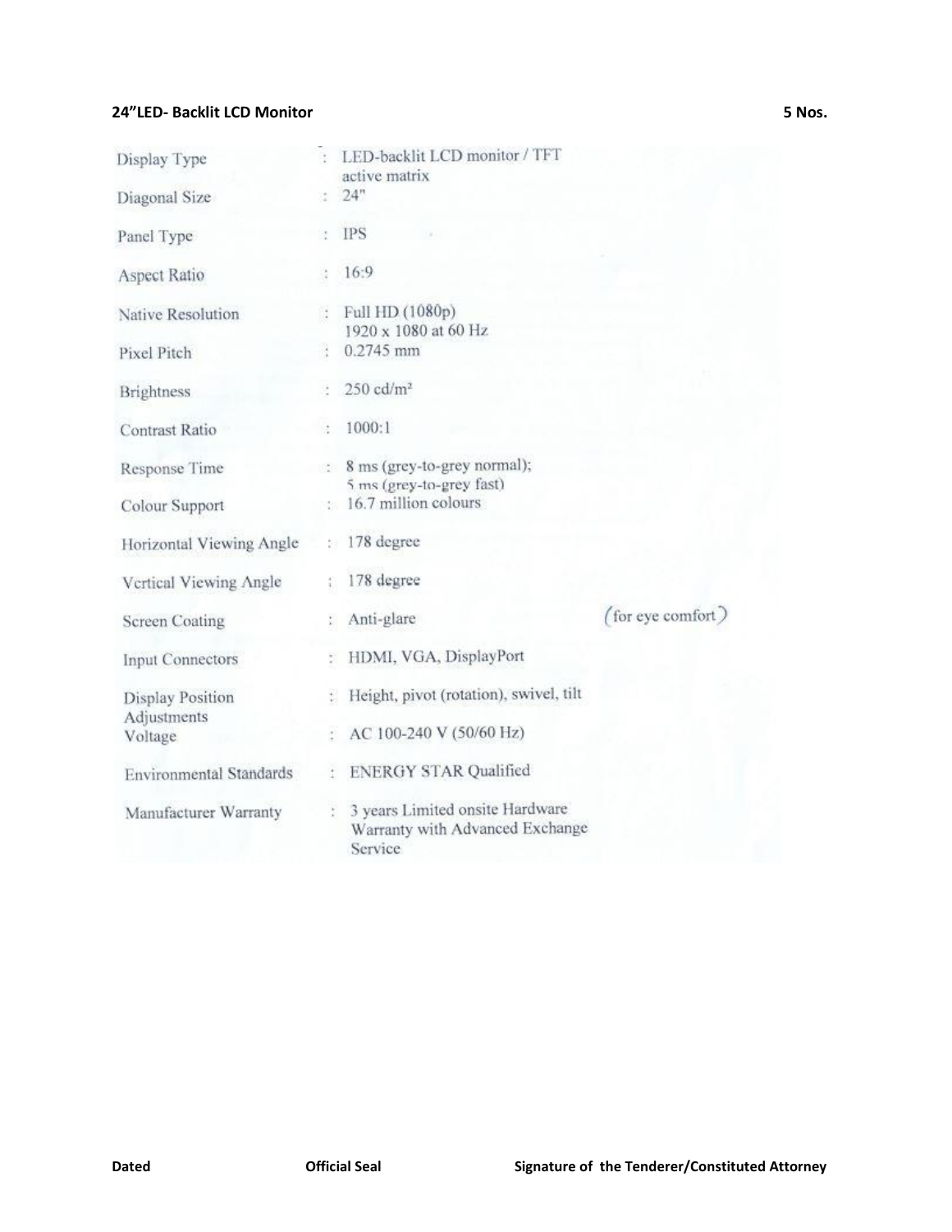**24"LED- Backlit LCD Monitor** **5 Nos.**

| Specification | Details |
|---|---|
| Display Type | : LED-backlit LCD monitor / TFT active matrix |
| Diagonal Size | : 24" |
| Panel Type | : IPS |
| Aspect Ratio | : 16:9 |
| Native Resolution | : Full HD (1080p) 1920 x 1080 at 60 Hz |
| Pixel Pitch | : 0.2745 mm |
| Brightness | : 250 cd/m² |
| Contrast Ratio | : 1000:1 |
| Response Time | : 8 ms (grey-to-grey normal); 5 ms (grey-to-grey fast) |
| Colour Support | : 16.7 million colours |
| Horizontal Viewing Angle | : 178 degree |
| Vertical Viewing Angle | : 178 degree |
| Screen Coating | : Anti-glare (for eye comfort) |
| Input Connectors | : HDMI, VGA, DisplayPort |
| Display Position Adjustments | : Height, pivot (rotation), swivel, tilt |
| Voltage | : AC 100-240 V (50/60 Hz) |
| Environmental Standards | : ENERGY STAR Qualified |
| Manufacturer Warranty | : 3 years Limited onsite Hardware Warranty with Advanced Exchange Service |

**Dated** **Official Seal** **Signature of the Tenderer/Constituted Attorney**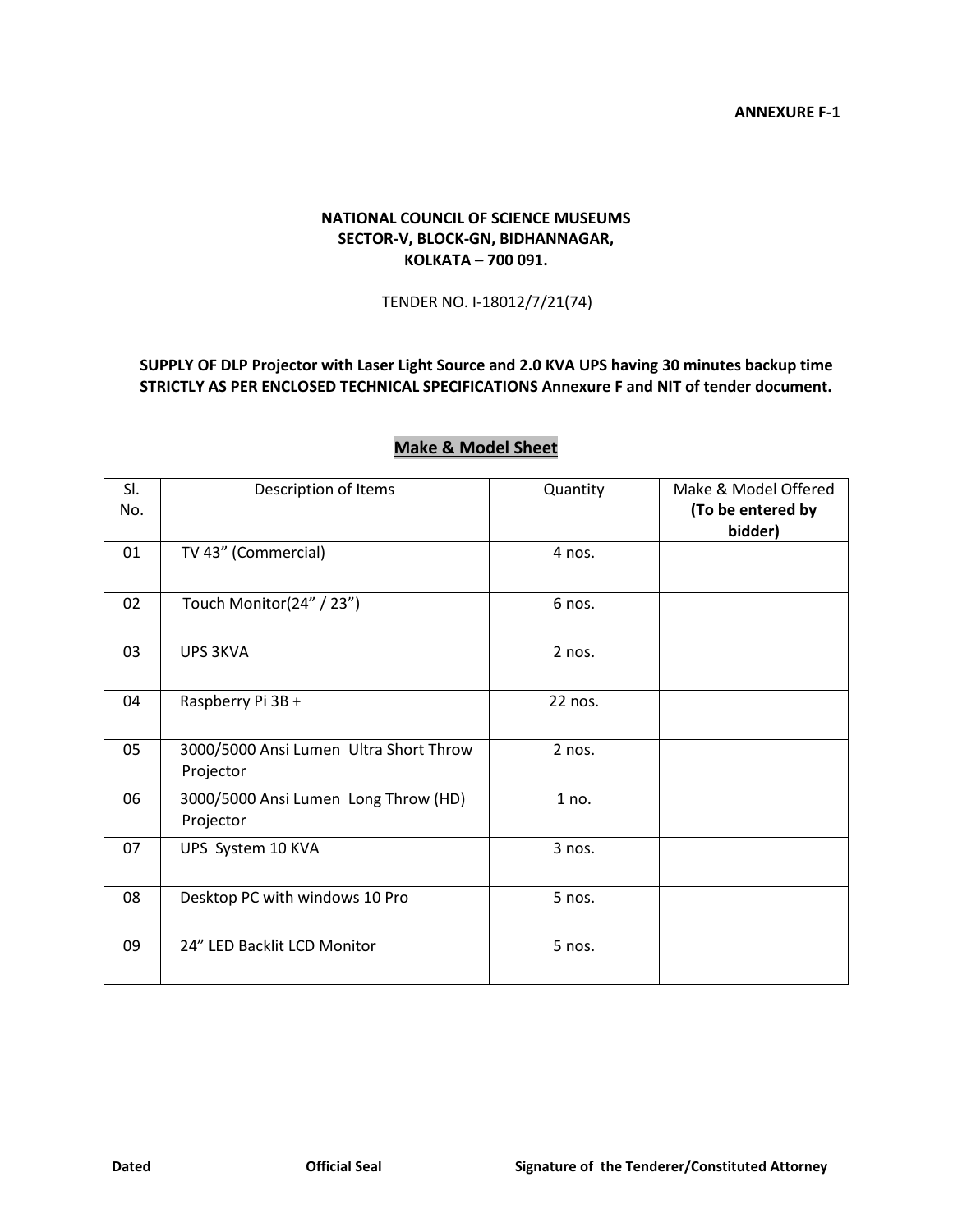**ANNEXURE F-1**

**NATIONAL COUNCIL OF SCIENCE MUSEUMS**
**SECTOR-V, BLOCK-GN, BIDHANNAGAR,**
**KOLKATA – 700 091.**

TENDER NO. I-18012/7/21(74)

**SUPPLY OF DLP Projector with Laser Light Source and 2.0 KVA UPS having 30 minutes backup time STRICTLY AS PER ENCLOSED TECHNICAL SPECIFICATIONS Annexure F and NIT of tender document.**

## Make & Model Sheet

| Sl. No. | Description of Items | Quantity | Make & Model Offered **(To be entered by bidder)** |
|---|---|---|---|
| 01 | TV 43" (Commercial) | 4 nos. | |
| 02 | Touch Monitor(24" / 23") | 6 nos. | |
| 03 | UPS 3KVA | 2 nos. | |
| 04 | Raspberry Pi 3B + | 22 nos. | |
| 05 | 3000/5000 Ansi Lumen Ultra Short Throw Projector | 2 nos. | |
| 06 | 3000/5000 Ansi Lumen Long Throw (HD) Projector | 1 no. | |
| 07 | UPS System 10 KVA | 3 nos. | |
| 08 | Desktop PC with windows 10 Pro | 5 nos. | |
| 09 | 24" LED Backlit LCD Monitor | 5 nos. | |

**Dated** **Official Seal** **Signature of the Tenderer/Constituted Attorney**